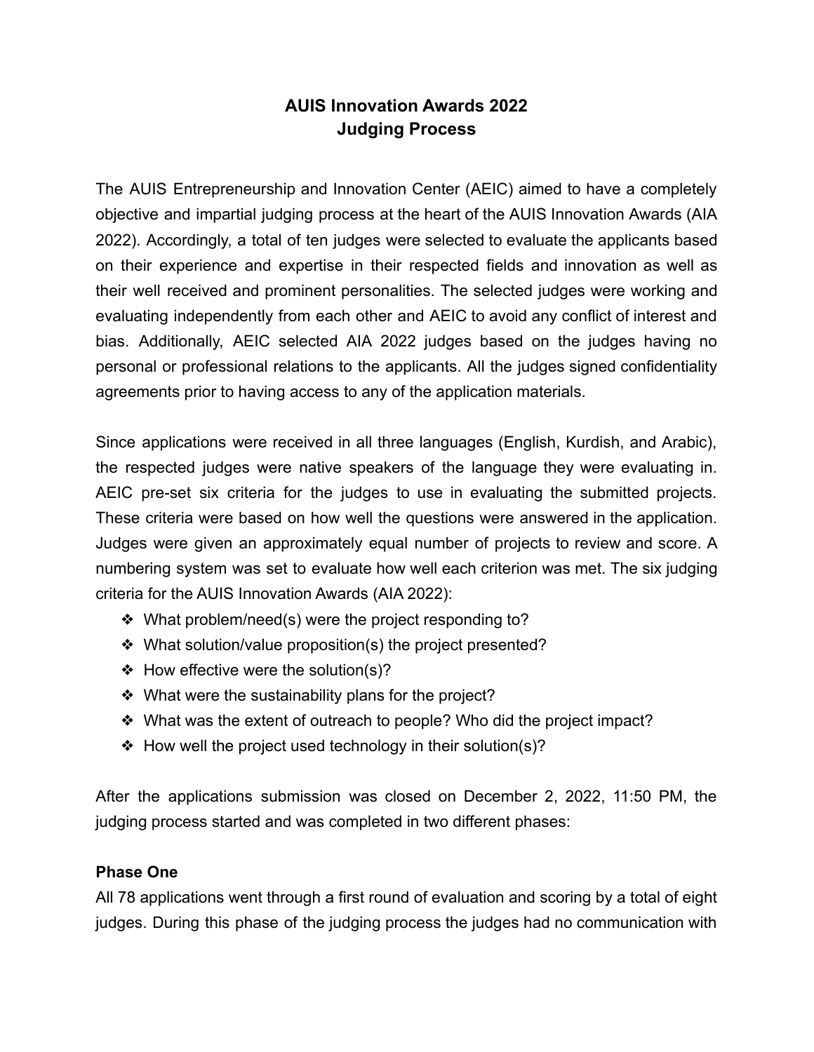# AUIS Innovation Awards 2022
# Judging Process

The AUIS Entrepreneurship and Innovation Center (AEIC) aimed to have a completely objective and impartial judging process at the heart of the AUIS Innovation Awards (AIA 2022). Accordingly, a total of ten judges were selected to evaluate the applicants based on their experience and expertise in their respected fields and innovation as well as their well received and prominent personalities. The selected judges were working and evaluating independently from each other and AEIC to avoid any conflict of interest and bias. Additionally, AEIC selected AIA 2022 judges based on the judges having no personal or professional relations to the applicants. All the judges signed confidentiality agreements prior to having access to any of the application materials.

Since applications were received in all three languages (English, Kurdish, and Arabic), the respected judges were native speakers of the language they were evaluating in. AEIC pre-set six criteria for the judges to use in evaluating the submitted projects. These criteria were based on how well the questions were answered in the application. Judges were given an approximately equal number of projects to review and score. A numbering system was set to evaluate how well each criterion was met. The six judging criteria for the AUIS Innovation Awards (AIA 2022):

- What problem/need(s) were the project responding to?
- What solution/value proposition(s) the project presented?
- How effective were the solution(s)?
- What were the sustainability plans for the project?
- What was the extent of outreach to people? Who did the project impact?
- How well the project used technology in their solution(s)?

After the applications submission was closed on December 2, 2022, 11:50 PM, the judging process started and was completed in two different phases:

**Phase One**

All 78 applications went through a first round of evaluation and scoring by a total of eight judges. During this phase of the judging process the judges had no communication with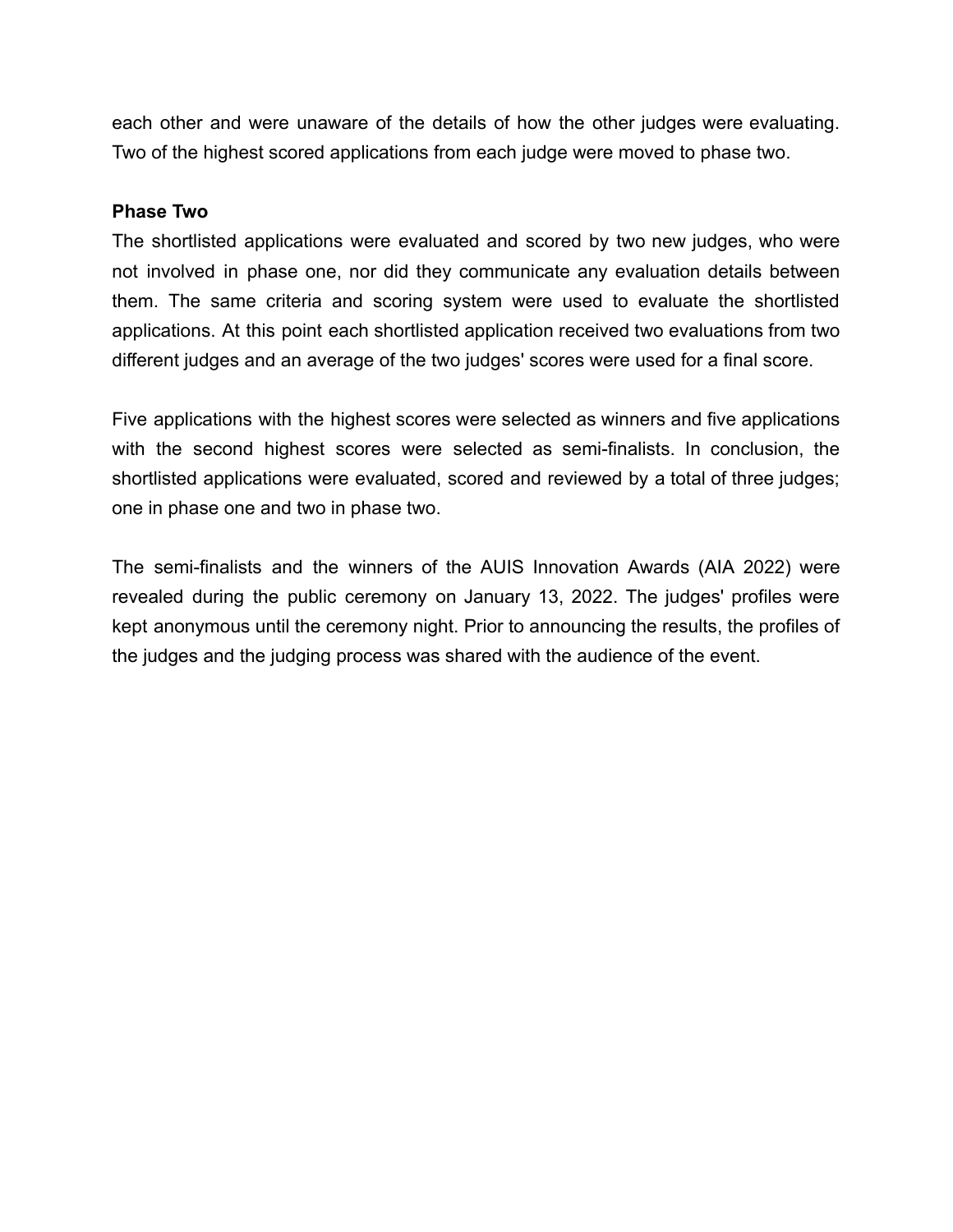each other and were unaware of the details of how the other judges were evaluating. Two of the highest scored applications from each judge were moved to phase two.

**Phase Two**

The shortlisted applications were evaluated and scored by two new judges, who were not involved in phase one, nor did they communicate any evaluation details between them. The same criteria and scoring system were used to evaluate the shortlisted applications. At this point each shortlisted application received two evaluations from two different judges and an average of the two judges' scores were used for a final score.

Five applications with the highest scores were selected as winners and five applications with the second highest scores were selected as semi-finalists. In conclusion, the shortlisted applications were evaluated, scored and reviewed by a total of three judges; one in phase one and two in phase two.

The semi-finalists and the winners of the AUIS Innovation Awards (AIA 2022) were revealed during the public ceremony on January 13, 2022. The judges' profiles were kept anonymous until the ceremony night. Prior to announcing the results, the profiles of the judges and the judging process was shared with the audience of the event.